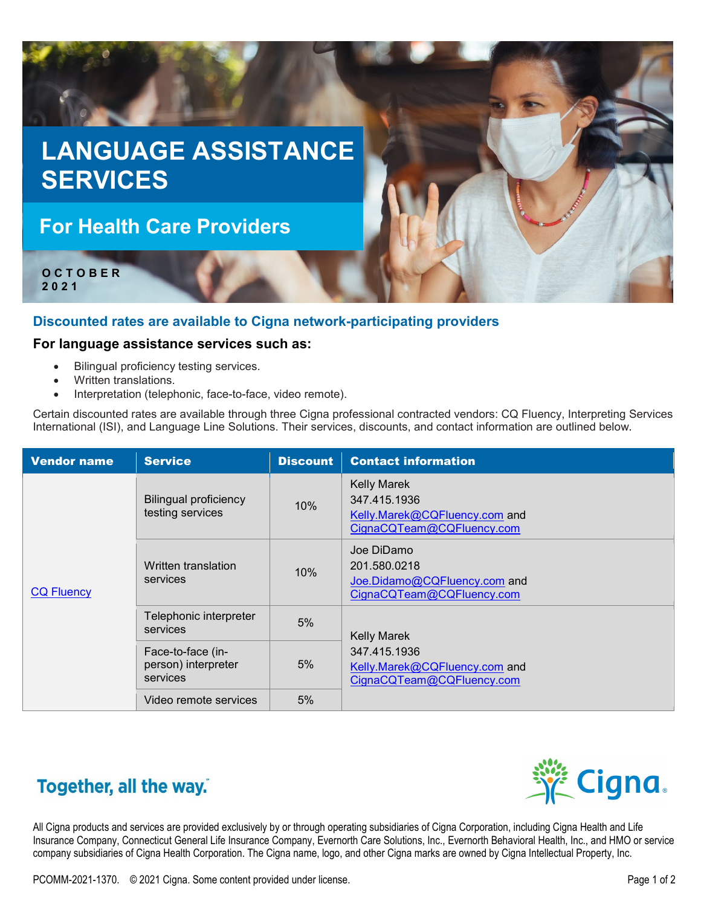# LANGUAGE ASSISTANCE SERVICES

## For Health Care Providers

**OCTOBER 2021**

### Discounted rates are available to Cigna network-participating providers

**For language assistance services such as:**

- Bilingual proficiency testing services.
- Written translations.
- Interpretation (telephonic, face-to-face, video remote).

Certain discounted rates are available through three Cigna professional contracted vendors: CQ Fluency, Interpreting Services International (ISI), and Language Line Solutions. Their services, discounts, and contact information are outlined below.

| Vendor name | Service | Discount | Contact information |
|---|---|---|---|
| CQ Fluency | Bilingual proficiency testing services | 10% | Kelly Marek<br>347.415.1936<br>Kelly.Marek@CQFluency.com and CignaCQTeam@CQFluency.com |
| | Written translation services | 10% | Joe DiDamo<br>201.580.0218<br>Joe.Didamo@CQFluency.com and CignaCQTeam@CQFluency.com |
| | Telephonic interpreter services | 5% | Kelly Marek<br>347.415.1936<br>Kelly.Marek@CQFluency.com and CignaCQTeam@CQFluency.com |
| | Face-to-face (in-person) interpreter services | 5% | |
| | Video remote services | 5% | |

Together, all the way.

Cigna.

All Cigna products and services are provided exclusively by or through operating subsidiaries of Cigna Corporation, including Cigna Health and Life Insurance Company, Connecticut General Life Insurance Company, Evernorth Care Solutions, Inc., Evernorth Behavioral Health, Inc., and HMO or service company subsidiaries of Cigna Health Corporation. The Cigna name, logo, and other Cigna marks are owned by Cigna Intellectual Property, Inc.

PCOMM-2021-1370. © 2021 Cigna. Some content provided under license.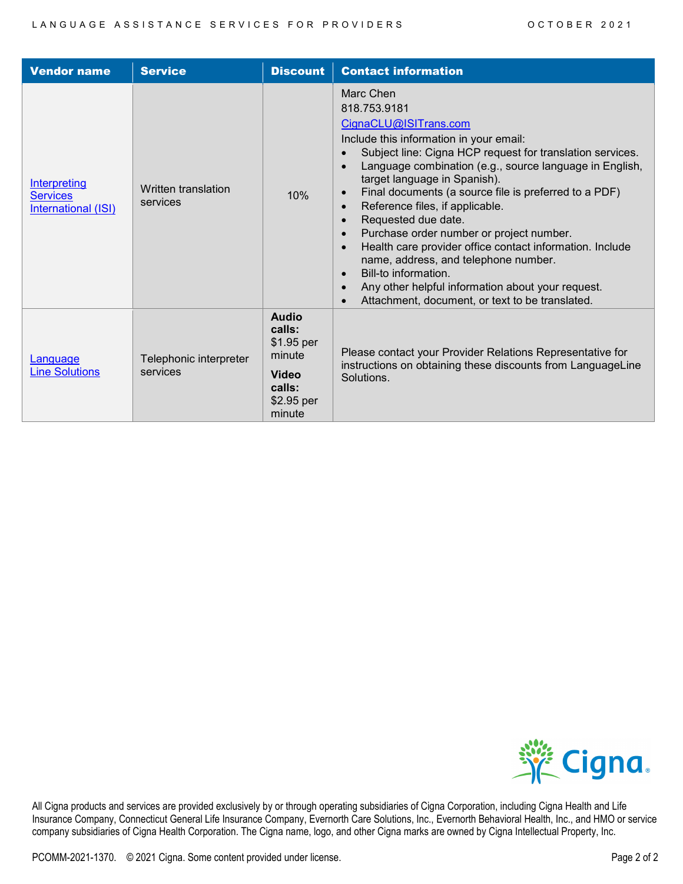| Vendor name | Service | Discount | Contact information |
|---|---|---|---|
| Interpreting Services International (ISI) | Written translation services | 10% | Marc Chen<br>818.753.9181<br>CignaCLU@ISITrans.com<br>Include this information in your email:<br>• Subject line: Cigna HCP request for translation services.<br>• Language combination (e.g., source language in English, target language in Spanish).<br>• Final documents (a source file is preferred to a PDF)<br>• Reference files, if applicable.<br>• Requested due date.<br>• Purchase order number or project number.<br>• Health care provider office contact information. Include name, address, and telephone number.<br>• Bill-to information.<br>• Any other helpful information about your request.<br>• Attachment, document, or text to be translated. |
| Language Line Solutions | Telephonic interpreter services | **Audio calls:** $1.95 per minute<br>**Video calls:** $2.95 per minute | Please contact your Provider Relations Representative for instructions on obtaining these discounts from LanguageLine Solutions. |

All Cigna products and services are provided exclusively by or through operating subsidiaries of Cigna Corporation, including Cigna Health and Life Insurance Company, Connecticut General Life Insurance Company, Evernorth Care Solutions, Inc., Evernorth Behavioral Health, Inc., and HMO or service company subsidiaries of Cigna Health Corporation. The Cigna name, logo, and other Cigna marks are owned by Cigna Intellectual Property, Inc.

PCOMM-2021-1370. © 2021 Cigna. Some content provided under license.